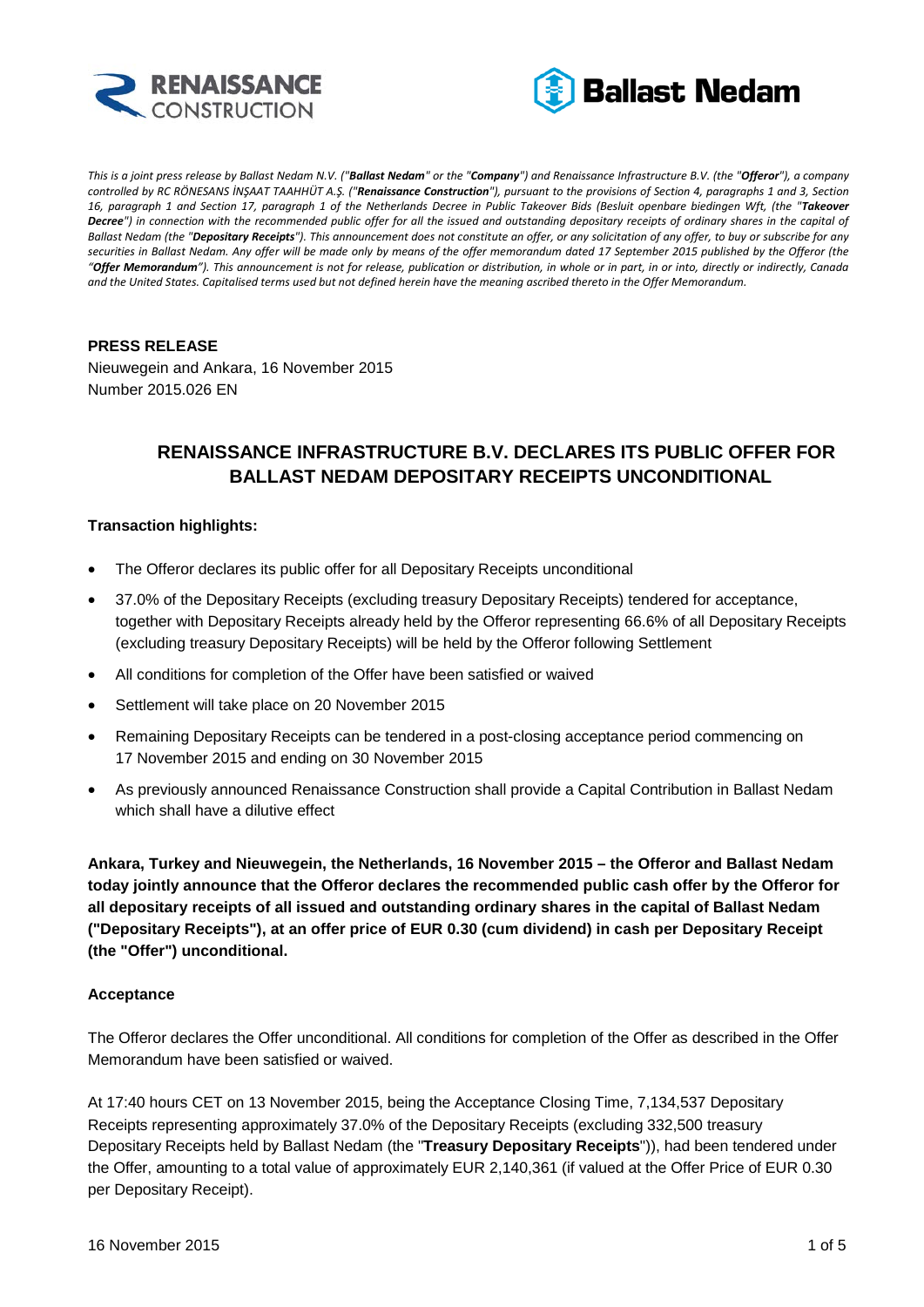*This is a joint press release by Ballast Nedam N.V. ("**Ballast Nedam**" or the "**Company**") and Renaissance Infrastructure B.V. (the "**Offeror**"), a company controlled by RC RÖNESANS İNŞAAT TAAHHÜT A.Ş. ("**Renaissance Construction**"), pursuant to the provisions of Section 4, paragraphs 1 and 3, Section 16, paragraph 1 and Section 17, paragraph 1 of the Netherlands Decree in Public Takeover Bids (Besluit openbare biedingen Wft, (the "**Takeover Decree**") in connection with the recommended public offer for all the issued and outstanding depositary receipts of ordinary shares in the capital of Ballast Nedam (the "**Depositary Receipts**"). This announcement does not constitute an offer, or any solicitation of any offer, to buy or subscribe for any securities in Ballast Nedam. Any offer will be made only by means of the offer memorandum dated 17 September 2015 published by the Offeror (the "**Offer Memorandum**"). This announcement is not for release, publication or distribution, in whole or in part, in or into, directly or indirectly, Canada and the United States. Capitalised terms used but not defined herein have the meaning ascribed thereto in the Offer Memorandum.*

**PRESS RELEASE**
Nieuwegein and Ankara, 16 November 2015
Number 2015.026 EN

# RENAISSANCE INFRASTRUCTURE B.V. DECLARES ITS PUBLIC OFFER FOR BALLAST NEDAM DEPOSITARY RECEIPTS UNCONDITIONAL

**Transaction highlights:**

- The Offeror declares its public offer for all Depositary Receipts unconditional
- 37.0% of the Depositary Receipts (excluding treasury Depositary Receipts) tendered for acceptance, together with Depositary Receipts already held by the Offeror representing 66.6% of all Depositary Receipts (excluding treasury Depositary Receipts) will be held by the Offeror following Settlement
- All conditions for completion of the Offer have been satisfied or waived
- Settlement will take place on 20 November 2015
- Remaining Depositary Receipts can be tendered in a post-closing acceptance period commencing on 17 November 2015 and ending on 30 November 2015
- As previously announced Renaissance Construction shall provide a Capital Contribution in Ballast Nedam which shall have a dilutive effect

**Ankara, Turkey and Nieuwegein, the Netherlands, 16 November 2015 – the Offeror and Ballast Nedam today jointly announce that the Offeror declares the recommended public cash offer by the Offeror for all depositary receipts of all issued and outstanding ordinary shares in the capital of Ballast Nedam ("Depositary Receipts"), at an offer price of EUR 0.30 (cum dividend) in cash per Depositary Receipt (the "Offer") unconditional.**

**Acceptance**

The Offeror declares the Offer unconditional. All conditions for completion of the Offer as described in the Offer Memorandum have been satisfied or waived.

At 17:40 hours CET on 13 November 2015, being the Acceptance Closing Time, 7,134,537 Depositary Receipts representing approximately 37.0% of the Depositary Receipts (excluding 332,500 treasury Depositary Receipts held by Ballast Nedam (the "**Treasury Depositary Receipts**")), had been tendered under the Offer, amounting to a total value of approximately EUR 2,140,361 (if valued at the Offer Price of EUR 0.30 per Depositary Receipt).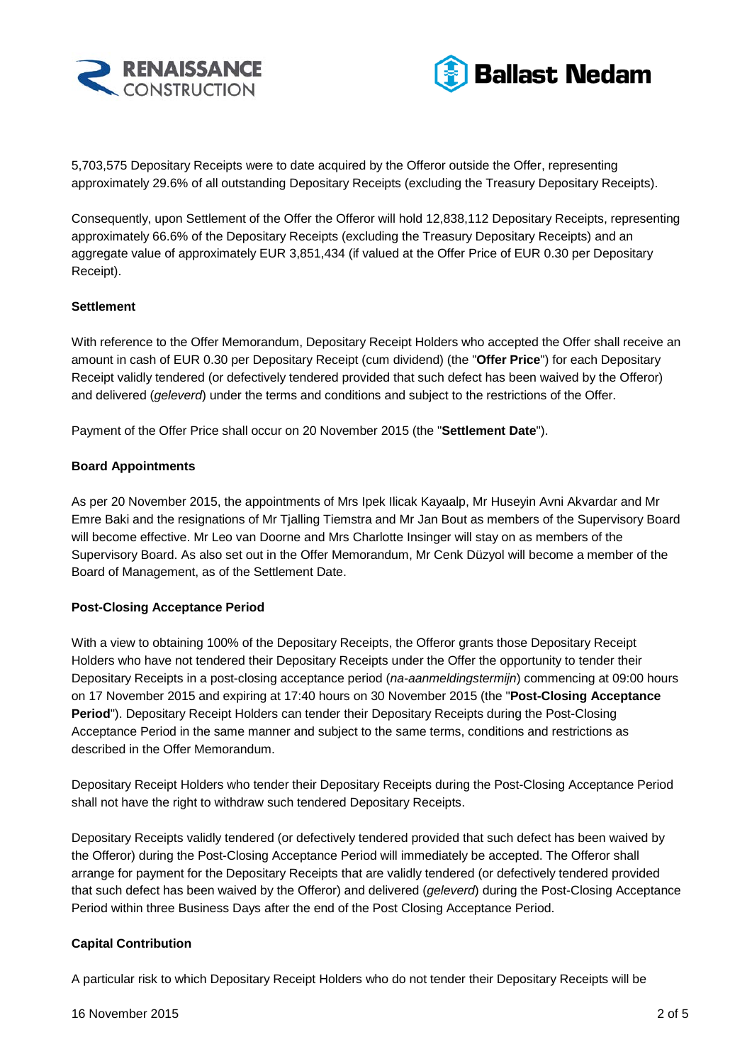5,703,575 Depositary Receipts were to date acquired by the Offeror outside the Offer, representing approximately 29.6% of all outstanding Depositary Receipts (excluding the Treasury Depositary Receipts).

Consequently, upon Settlement of the Offer the Offeror will hold 12,838,112 Depositary Receipts, representing approximately 66.6% of the Depositary Receipts (excluding the Treasury Depositary Receipts) and an aggregate value of approximately EUR 3,851,434 (if valued at the Offer Price of EUR 0.30 per Depositary Receipt).

**Settlement**

With reference to the Offer Memorandum, Depositary Receipt Holders who accepted the Offer shall receive an amount in cash of EUR 0.30 per Depositary Receipt (cum dividend) (the "**Offer Price**") for each Depositary Receipt validly tendered (or defectively tendered provided that such defect has been waived by the Offeror) and delivered (*geleverd*) under the terms and conditions and subject to the restrictions of the Offer.

Payment of the Offer Price shall occur on 20 November 2015 (the "**Settlement Date**").

**Board Appointments**

As per 20 November 2015, the appointments of Mrs Ipek Ilicak Kayaalp, Mr Huseyin Avni Akvardar and Mr Emre Baki and the resignations of Mr Tjalling Tiemstra and Mr Jan Bout as members of the Supervisory Board will become effective. Mr Leo van Doorne and Mrs Charlotte Insinger will stay on as members of the Supervisory Board. As also set out in the Offer Memorandum, Mr Cenk Düzyol will become a member of the Board of Management, as of the Settlement Date.

**Post-Closing Acceptance Period**

With a view to obtaining 100% of the Depositary Receipts, the Offeror grants those Depositary Receipt Holders who have not tendered their Depositary Receipts under the Offer the opportunity to tender their Depositary Receipts in a post-closing acceptance period (*na-aanmeldingstermijn*) commencing at 09:00 hours on 17 November 2015 and expiring at 17:40 hours on 30 November 2015 (the "**Post-Closing Acceptance Period**"). Depositary Receipt Holders can tender their Depositary Receipts during the Post-Closing Acceptance Period in the same manner and subject to the same terms, conditions and restrictions as described in the Offer Memorandum.

Depositary Receipt Holders who tender their Depositary Receipts during the Post-Closing Acceptance Period shall not have the right to withdraw such tendered Depositary Receipts.

Depositary Receipts validly tendered (or defectively tendered provided that such defect has been waived by the Offeror) during the Post-Closing Acceptance Period will immediately be accepted. The Offeror shall arrange for payment for the Depositary Receipts that are validly tendered (or defectively tendered provided that such defect has been waived by the Offeror) and delivered (*geleverd*) during the Post-Closing Acceptance Period within three Business Days after the end of the Post Closing Acceptance Period.

**Capital Contribution**

A particular risk to which Depositary Receipt Holders who do not tender their Depositary Receipts will be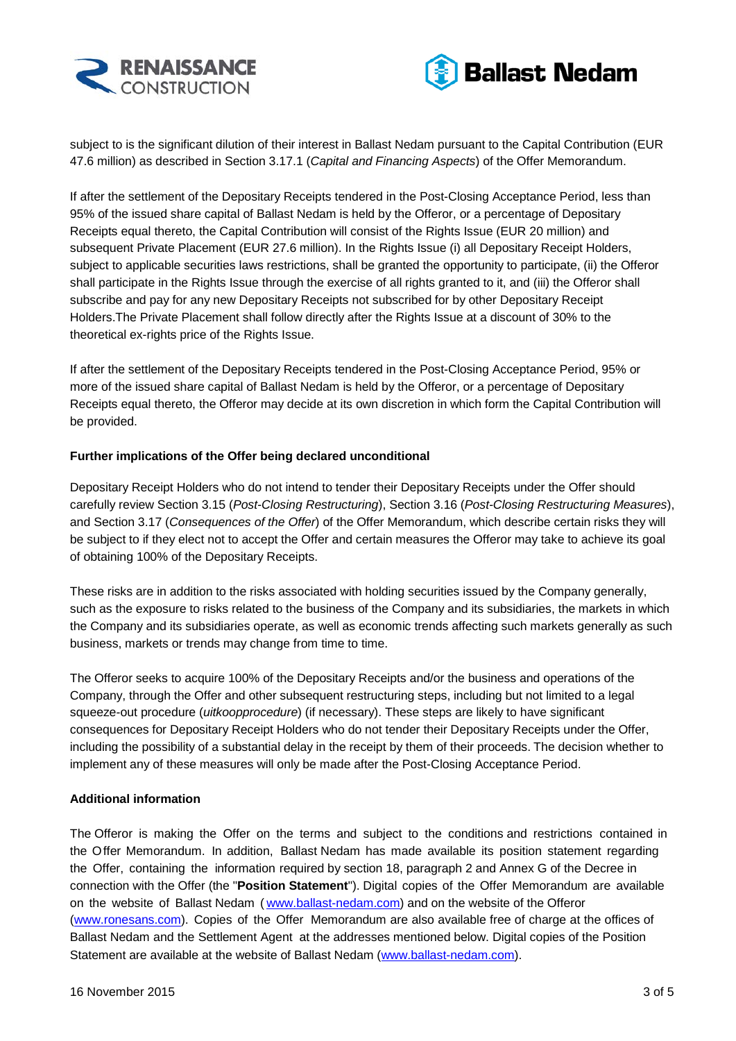subject to is the significant dilution of their interest in Ballast Nedam pursuant to the Capital Contribution (EUR 47.6 million) as described in Section 3.17.1 (*Capital and Financing Aspects*) of the Offer Memorandum.

If after the settlement of the Depositary Receipts tendered in the Post-Closing Acceptance Period, less than 95% of the issued share capital of Ballast Nedam is held by the Offeror, or a percentage of Depositary Receipts equal thereto, the Capital Contribution will consist of the Rights Issue (EUR 20 million) and subsequent Private Placement (EUR 27.6 million). In the Rights Issue (i) all Depositary Receipt Holders, subject to applicable securities laws restrictions, shall be granted the opportunity to participate, (ii) the Offeror shall participate in the Rights Issue through the exercise of all rights granted to it, and (iii) the Offeror shall subscribe and pay for any new Depositary Receipts not subscribed for by other Depositary Receipt Holders.The Private Placement shall follow directly after the Rights Issue at a discount of 30% to the theoretical ex-rights price of the Rights Issue.

If after the settlement of the Depositary Receipts tendered in the Post-Closing Acceptance Period, 95% or more of the issued share capital of Ballast Nedam is held by the Offeror, or a percentage of Depositary Receipts equal thereto, the Offeror may decide at its own discretion in which form the Capital Contribution will be provided.

**Further implications of the Offer being declared unconditional**

Depositary Receipt Holders who do not intend to tender their Depositary Receipts under the Offer should carefully review Section 3.15 (*Post-Closing Restructuring*), Section 3.16 (*Post-Closing Restructuring Measures*), and Section 3.17 (*Consequences of the Offer*) of the Offer Memorandum, which describe certain risks they will be subject to if they elect not to accept the Offer and certain measures the Offeror may take to achieve its goal of obtaining 100% of the Depositary Receipts.

These risks are in addition to the risks associated with holding securities issued by the Company generally, such as the exposure to risks related to the business of the Company and its subsidiaries, the markets in which the Company and its subsidiaries operate, as well as economic trends affecting such markets generally as such business, markets or trends may change from time to time.

The Offeror seeks to acquire 100% of the Depositary Receipts and/or the business and operations of the Company, through the Offer and other subsequent restructuring steps, including but not limited to a legal squeeze-out procedure (*uitkoopprocedure*) (if necessary). These steps are likely to have significant consequences for Depositary Receipt Holders who do not tender their Depositary Receipts under the Offer, including the possibility of a substantial delay in the receipt by them of their proceeds. The decision whether to implement any of these measures will only be made after the Post-Closing Acceptance Period.

**Additional information**

The Offeror is making the Offer on the terms and subject to the conditions and restrictions contained in the Offer Memorandum. In addition, Ballast Nedam has made available its position statement regarding the Offer, containing the information required by section 18, paragraph 2 and Annex G of the Decree in connection with the Offer (the "**Position Statement**"). Digital copies of the Offer Memorandum are available on the website of Ballast Nedam (www.ballast-nedam.com) and on the website of the Offeror (www.ronesans.com). Copies of the Offer Memorandum are also available free of charge at the offices of Ballast Nedam and the Settlement Agent at the addresses mentioned below. Digital copies of the Position Statement are available at the website of Ballast Nedam (www.ballast-nedam.com).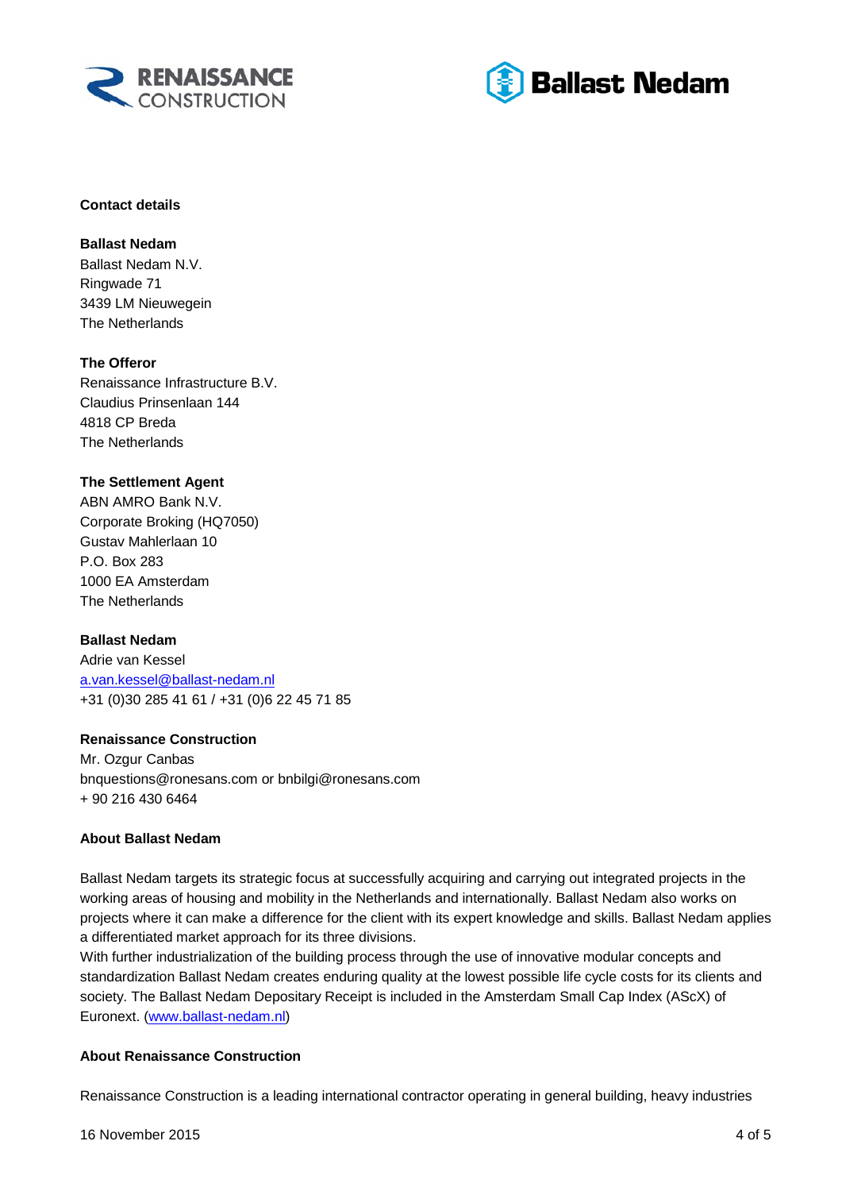**Contact details**

**Ballast Nedam**
Ballast Nedam N.V.
Ringwade 71
3439 LM Nieuwegein
The Netherlands

**The Offeror**
Renaissance Infrastructure B.V.
Claudius Prinsenlaan 144
4818 CP Breda
The Netherlands

**The Settlement Agent**
ABN AMRO Bank N.V.
Corporate Broking (HQ7050)
Gustav Mahlerlaan 10
P.O. Box 283
1000 EA Amsterdam
The Netherlands

**Ballast Nedam**
Adrie van Kessel
a.van.kessel@ballast-nedam.nl
+31 (0)30 285 41 61 / +31 (0)6 22 45 71 85

**Renaissance Construction**
Mr. Ozgur Canbas
bnquestions@ronesans.com or bnbilgi@ronesans.com
+ 90 216 430 6464

**About Ballast Nedam**

Ballast Nedam targets its strategic focus at successfully acquiring and carrying out integrated projects in the working areas of housing and mobility in the Netherlands and internationally. Ballast Nedam also works on projects where it can make a difference for the client with its expert knowledge and skills. Ballast Nedam applies a differentiated market approach for its three divisions.
With further industrialization of the building process through the use of innovative modular concepts and standardization Ballast Nedam creates enduring quality at the lowest possible life cycle costs for its clients and society. The Ballast Nedam Depositary Receipt is included in the Amsterdam Small Cap Index (AScX) of Euronext. (www.ballast-nedam.nl)

**About Renaissance Construction**

Renaissance Construction is a leading international contractor operating in general building, heavy industries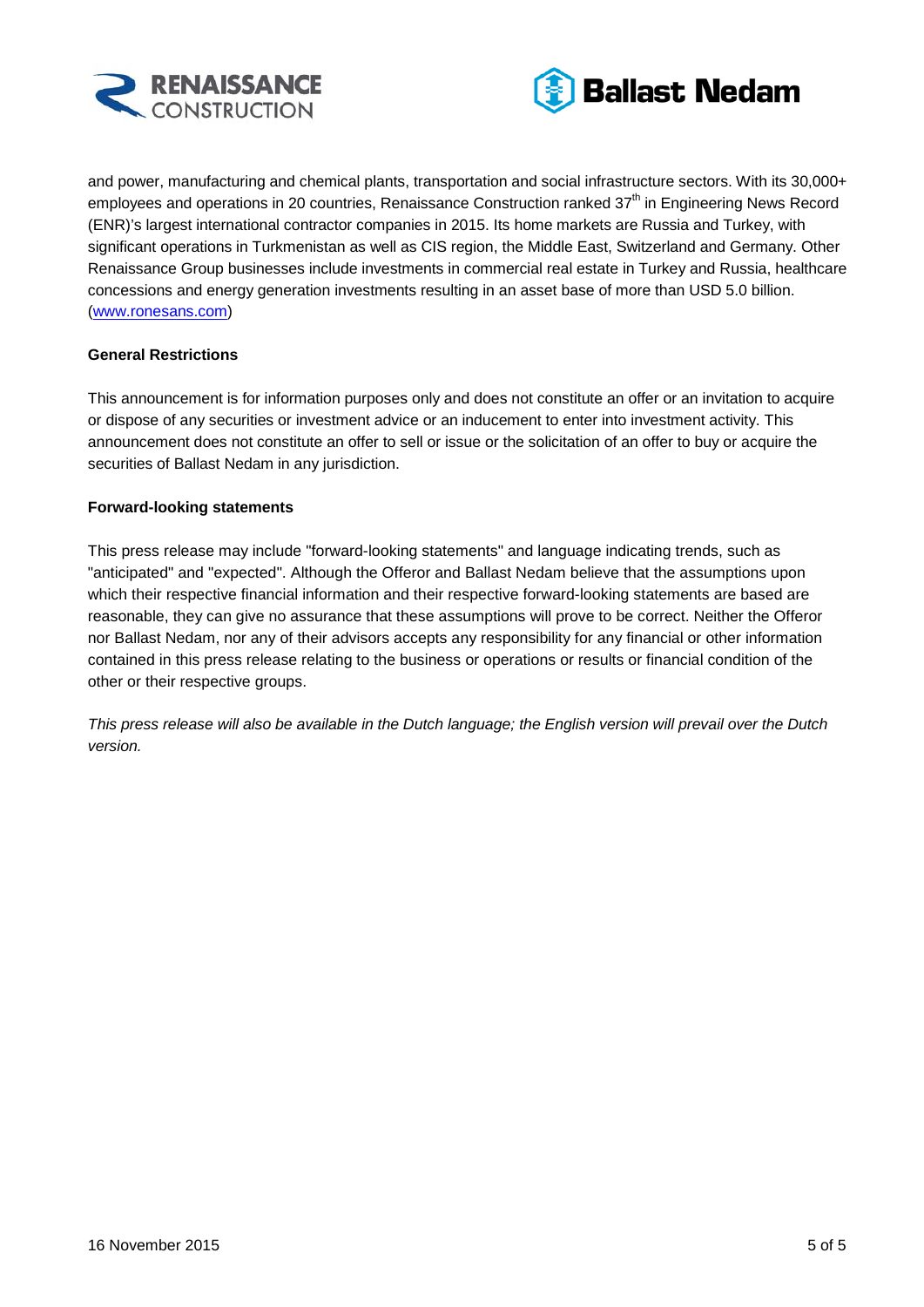and power, manufacturing and chemical plants, transportation and social infrastructure sectors. With its 30,000+ employees and operations in 20 countries, Renaissance Construction ranked 37th in Engineering News Record (ENR)'s largest international contractor companies in 2015. Its home markets are Russia and Turkey, with significant operations in Turkmenistan as well as CIS region, the Middle East, Switzerland and Germany. Other Renaissance Group businesses include investments in commercial real estate in Turkey and Russia, healthcare concessions and energy generation investments resulting in an asset base of more than USD 5.0 billion. (www.ronesans.com)

**General Restrictions**

This announcement is for information purposes only and does not constitute an offer or an invitation to acquire or dispose of any securities or investment advice or an inducement to enter into investment activity. This announcement does not constitute an offer to sell or issue or the solicitation of an offer to buy or acquire the securities of Ballast Nedam in any jurisdiction.

**Forward-looking statements**

This press release may include "forward-looking statements" and language indicating trends, such as "anticipated" and "expected". Although the Offeror and Ballast Nedam believe that the assumptions upon which their respective financial information and their respective forward-looking statements are based are reasonable, they can give no assurance that these assumptions will prove to be correct. Neither the Offeror nor Ballast Nedam, nor any of their advisors accepts any responsibility for any financial or other information contained in this press release relating to the business or operations or results or financial condition of the other or their respective groups.

*This press release will also be available in the Dutch language; the English version will prevail over the Dutch version.*